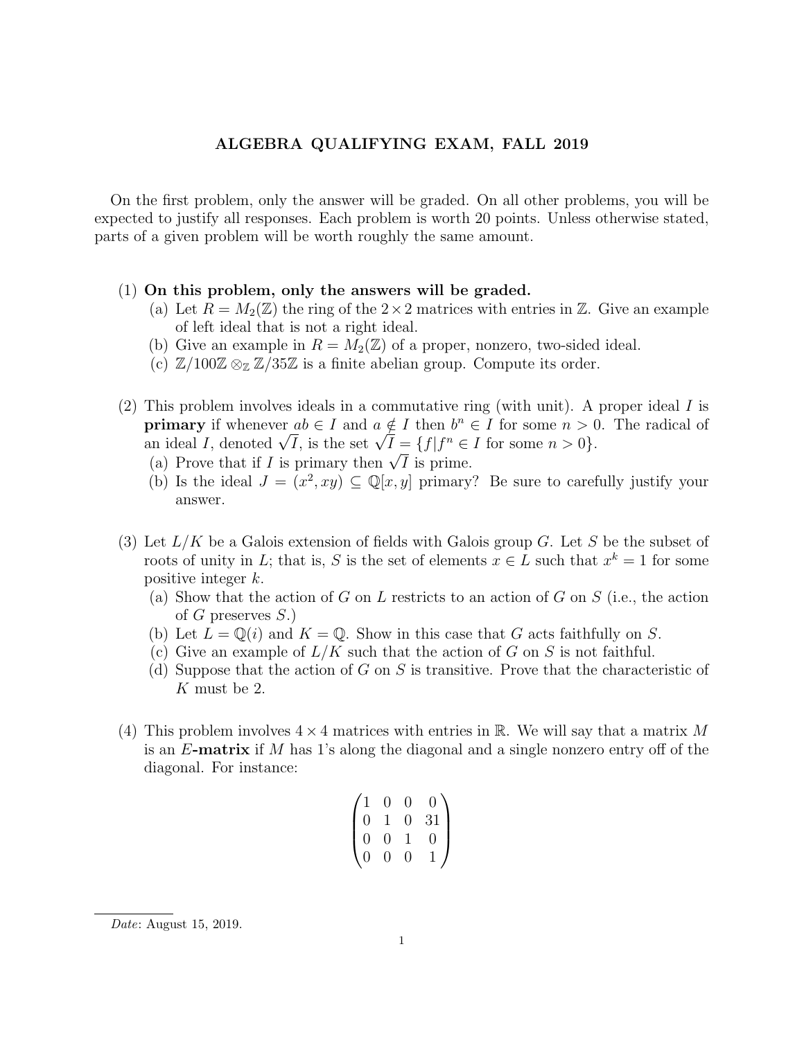# ALGEBRA QUALIFYING EXAM, FALL 2019

On the first problem, only the answer will be graded. On all other problems, you will be expected to justify all responses. Each problem is worth 20 points. Unless otherwise stated, parts of a given problem will be worth roughly the same amount.

(1) **On this problem, only the answers will be graded.**
   (a) Let $R = M_2(\mathbb{Z})$ the ring of the $2 \times 2$ matrices with entries in $\mathbb{Z}$. Give an example of left ideal that is not a right ideal.
   (b) Give an example in $R = M_2(\mathbb{Z})$ of a proper, nonzero, two-sided ideal.
   (c) $\mathbb{Z}/100\mathbb{Z} \otimes_{\mathbb{Z}} \mathbb{Z}/35\mathbb{Z}$ is a finite abelian group. Compute its order.

(2) This problem involves ideals in a commutative ring (with unit). A proper ideal $I$ is **primary** if whenever $ab \in I$ and $a \notin I$ then $b^n \in I$ for some $n > 0$. The radical of an ideal $I$, denoted $\sqrt{I}$, is the set $\sqrt{I} = \{f | f^n \in I \text{ for some } n > 0\}$.
   (a) Prove that if $I$ is primary then $\sqrt{I}$ is prime.
   (b) Is the ideal $J = (x^2, xy) \subseteq \mathbb{Q}[x, y]$ primary? Be sure to carefully justify your answer.

(3) Let $L/K$ be a Galois extension of fields with Galois group $G$. Let $S$ be the subset of roots of unity in $L$; that is, $S$ is the set of elements $x \in L$ such that $x^k = 1$ for some positive integer $k$.
   (a) Show that the action of $G$ on $L$ restricts to an action of $G$ on $S$ (i.e., the action of $G$ preserves $S$.)
   (b) Let $L = \mathbb{Q}(i)$ and $K = \mathbb{Q}$. Show in this case that $G$ acts faithfully on $S$.
   (c) Give an example of $L/K$ such that the action of $G$ on $S$ is not faithful.
   (d) Suppose that the action of $G$ on $S$ is transitive. Prove that the characteristic of $K$ must be 2.

(4) This problem involves $4 \times 4$ matrices with entries in $\mathbb{R}$. We will say that a matrix $M$ is an $E$-**matrix** if $M$ has 1's along the diagonal and a single nonzero entry off of the diagonal. For instance:

$$\begin{pmatrix} 1 & 0 & 0 & 0 \\ 0 & 1 & 0 & 31 \\ 0 & 0 & 1 & 0 \\ 0 & 0 & 0 & 1 \end{pmatrix}$$

*Date*: August 15, 2019.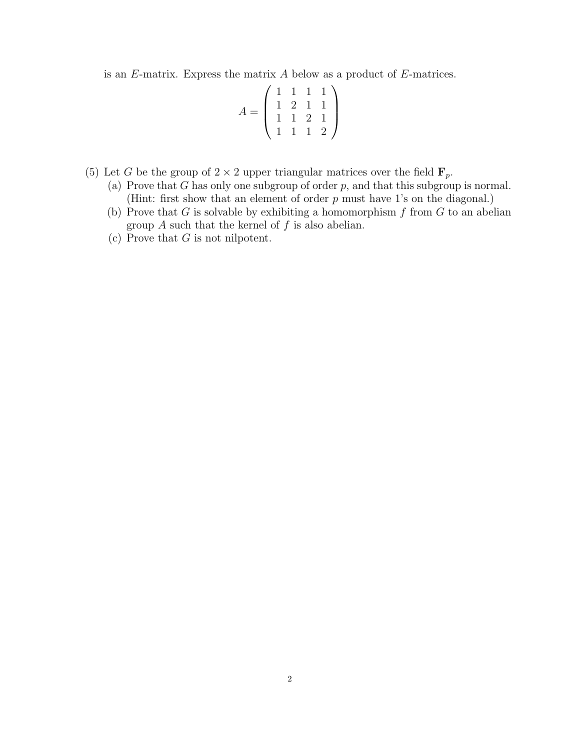is an $E$-matrix. Express the matrix $A$ below as a product of $E$-matrices.

$$A = \begin{pmatrix} 1 & 1 & 1 & 1 \\ 1 & 2 & 1 & 1 \\ 1 & 1 & 2 & 1 \\ 1 & 1 & 1 & 2 \end{pmatrix}$$

(5) Let $G$ be the group of $2 \times 2$ upper triangular matrices over the field $\mathbf{F}_p$.

(a) Prove that $G$ has only one subgroup of order $p$, and that this subgroup is normal. (Hint: first show that an element of order $p$ must have 1's on the diagonal.)

(b) Prove that $G$ is solvable by exhibiting a homomorphism $f$ from $G$ to an abelian group $A$ such that the kernel of $f$ is also abelian.

(c) Prove that $G$ is not nilpotent.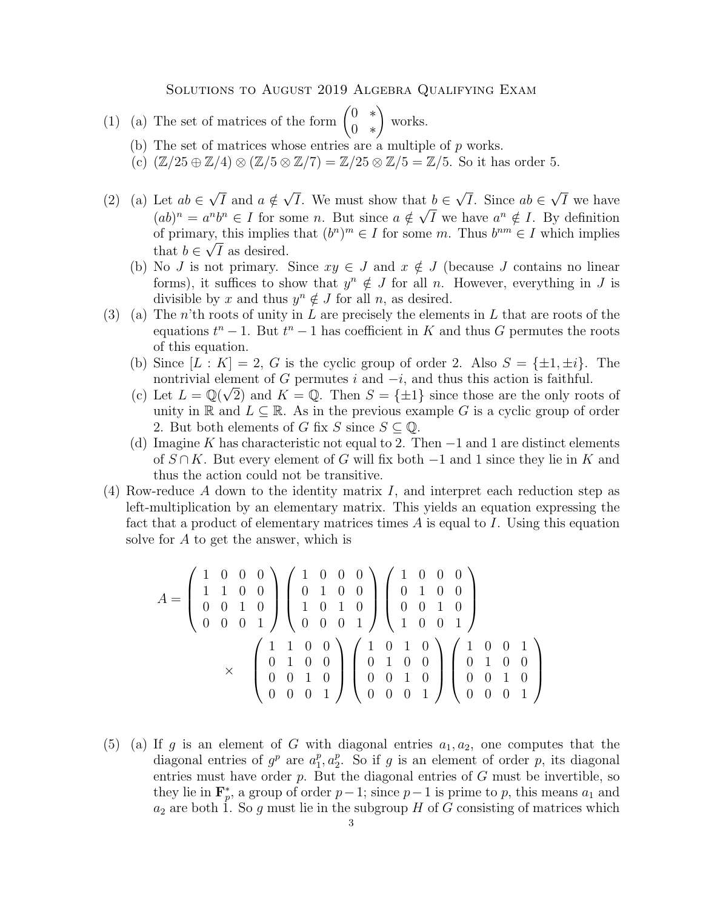# Solutions to August 2019 Algebra Qualifying Exam

(1) (a) The set of matrices of the form $\begin{pmatrix} 0 & * \\ 0 & * \end{pmatrix}$ works.

(b) The set of matrices whose entries are a multiple of $p$ works.

(c) $(\mathbb{Z}/25 \oplus \mathbb{Z}/4) \otimes (\mathbb{Z}/5 \otimes \mathbb{Z}/7) = \mathbb{Z}/25 \otimes \mathbb{Z}/5 = \mathbb{Z}/5$. So it has order 5.

(2) (a) Let $ab \in \sqrt{I}$ and $a \notin \sqrt{I}$. We must show that $b \in \sqrt{I}$. Since $ab \in \sqrt{I}$ we have $(ab)^n = a^n b^n \in I$ for some $n$. But since $a \notin \sqrt{I}$ we have $a^n \notin I$. By definition of primary, this implies that $(b^n)^m \in I$ for some $m$. Thus $b^{nm} \in I$ which implies that $b \in \sqrt{I}$ as desired.

(b) No $J$ is not primary. Since $xy \in J$ and $x \notin J$ (because $J$ contains no linear forms), it suffices to show that $y^n \notin J$ for all $n$. However, everything in $J$ is divisible by $x$ and thus $y^n \notin J$ for all $n$, as desired.

(3) (a) The $n$'th roots of unity in $L$ are precisely the elements in $L$ that are roots of the equations $t^n - 1$. But $t^n - 1$ has coefficient in $K$ and thus $G$ permutes the roots of this equation.

(b) Since $[L : K] = 2$, $G$ is the cyclic group of order 2. Also $S = \{\pm 1, \pm i\}$. The nontrivial element of $G$ permutes $i$ and $-i$, and thus this action is faithful.

(c) Let $L = \mathbb{Q}(\sqrt{2})$ and $K = \mathbb{Q}$. Then $S = \{\pm 1\}$ since those are the only roots of unity in $\mathbb{R}$ and $L \subseteq \mathbb{R}$. As in the previous example $G$ is a cyclic group of order 2. But both elements of $G$ fix $S$ since $S \subseteq \mathbb{Q}$.

(d) Imagine $K$ has characteristic not equal to 2. Then $-1$ and 1 are distinct elements of $S \cap K$. But every element of $G$ will fix both $-1$ and 1 since they lie in $K$ and thus the action could not be transitive.

(4) Row-reduce $A$ down to the identity matrix $I$, and interpret each reduction step as left-multiplication by an elementary matrix. This yields an equation expressing the fact that a product of elementary matrices times $A$ is equal to $I$. Using this equation solve for $A$ to get the answer, which is

$$A = \begin{pmatrix} 1 & 0 & 0 & 0 \\ 1 & 1 & 0 & 0 \\ 0 & 0 & 1 & 0 \\ 0 & 0 & 0 & 1 \end{pmatrix} \begin{pmatrix} 1 & 0 & 0 & 0 \\ 0 & 1 & 0 & 0 \\ 1 & 0 & 1 & 0 \\ 0 & 0 & 0 & 1 \end{pmatrix} \begin{pmatrix} 1 & 0 & 0 & 0 \\ 0 & 1 & 0 & 0 \\ 0 & 0 & 1 & 0 \\ 1 & 0 & 0 & 1 \end{pmatrix}$$

$$\times \begin{pmatrix} 1 & 1 & 0 & 0 \\ 0 & 1 & 0 & 0 \\ 0 & 0 & 1 & 0 \\ 0 & 0 & 0 & 1 \end{pmatrix} \begin{pmatrix} 1 & 0 & 1 & 0 \\ 0 & 1 & 0 & 0 \\ 0 & 0 & 1 & 0 \\ 0 & 0 & 0 & 1 \end{pmatrix} \begin{pmatrix} 1 & 0 & 0 & 1 \\ 0 & 1 & 0 & 0 \\ 0 & 0 & 1 & 0 \\ 0 & 0 & 0 & 1 \end{pmatrix}$$

(5) (a) If $g$ is an element of $G$ with diagonal entries $a_1, a_2$, one computes that the diagonal entries of $g^p$ are $a_1^p, a_2^p$. So if $g$ is an element of order $p$, its diagonal entries must have order $p$. But the diagonal entries of $G$ must be invertible, so they lie in $\mathbf{F}_p^*$, a group of order $p-1$; since $p-1$ is prime to $p$, this means $a_1$ and $a_2$ are both 1. So $g$ must lie in the subgroup $H$ of $G$ consisting of matrices which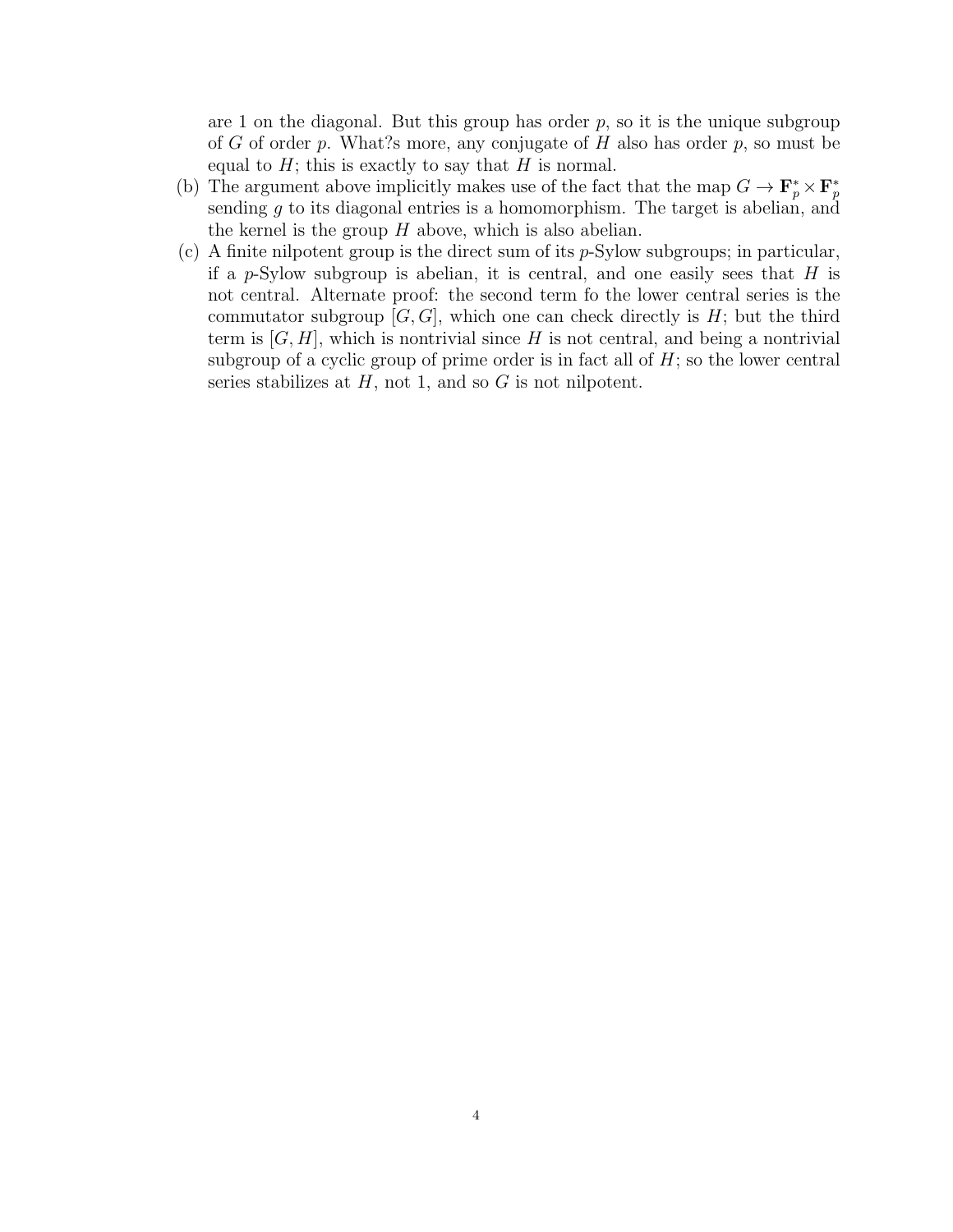are 1 on the diagonal. But this group has order $p$, so it is the unique subgroup of $G$ of order $p$. What?s more, any conjugate of $H$ also has order $p$, so must be equal to $H$; this is exactly to say that $H$ is normal.

(b) The argument above implicitly makes use of the fact that the map $G \to \mathbf{F}_p^* \times \mathbf{F}_p^*$ sending $g$ to its diagonal entries is a homomorphism. The target is abelian, and the kernel is the group $H$ above, which is also abelian.

(c) A finite nilpotent group is the direct sum of its $p$-Sylow subgroups; in particular, if a $p$-Sylow subgroup is abelian, it is central, and one easily sees that $H$ is not central. Alternate proof: the second term fo the lower central series is the commutator subgroup $[G, G]$, which one can check directly is $H$; but the third term is $[G, H]$, which is nontrivial since $H$ is not central, and being a nontrivial subgroup of a cyclic group of prime order is in fact all of $H$; so the lower central series stabilizes at $H$, not 1, and so $G$ is not nilpotent.